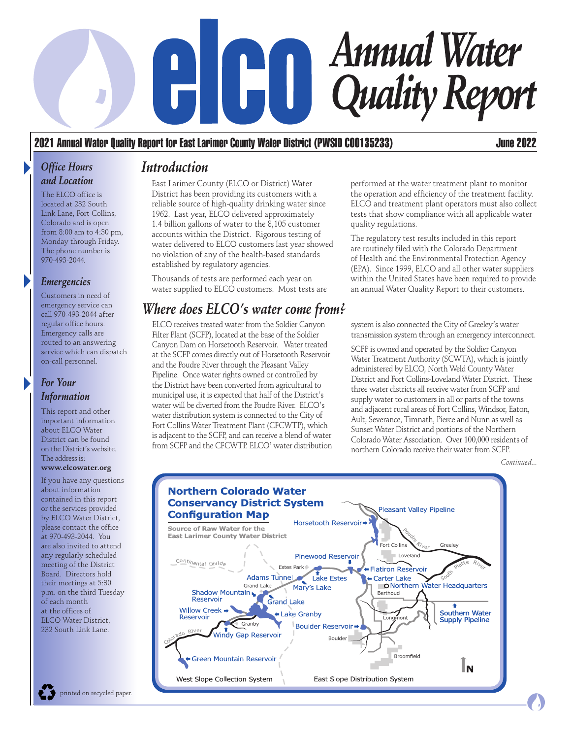# elco Annual Water Quality Report

**2021 Annual Water Quality Report for East Larimer County Water District (PWSID CO0135233)** **June 2022**

## Office Hours and Location

The ELCO office is located at 232 South Link Lane, Fort Collins, Colorado and is open from 8:00 am to 4:30 pm, Monday through Friday. The phone number is 970-493-2044.

## Emergencies

Customers in need of emergency service can call 970-493-2044 after regular office hours. Emergency calls are routed to an answering service which can dispatch on-call personnel.

## For Your Information

This report and other important information about ELCO Water District can be found on the District's website. The address is: **www.elcowater.org**

If you have any questions about information contained in this report or the services provided by ELCO Water District, please contact the office at 970-493-2044. You are also invited to attend any regularly scheduled meeting of the District Board. Directors hold their meetings at 5:30 p.m. on the third Tuesday of each month at the offices of ELCO Water District, 232 South Link Lane.

## Introduction

East Larimer County (ELCO or District) Water District has been providing its customers with a reliable source of high-quality drinking water since 1962. Last year, ELCO delivered approximately 1.4 billion gallons of water to the 8,105 customer accounts within the District. Rigorous testing of water delivered to ELCO customers last year showed no violation of any of the health-based standards established by regulatory agencies.

Thousands of tests are performed each year on water supplied to ELCO customers. Most tests are performed at the water treatment plant to monitor the operation and efficiency of the treatment facility. ELCO and treatment plant operators must also collect tests that show compliance with all applicable water quality regulations.

The regulatory test results included in this report are routinely filed with the Colorado Department of Health and the Environmental Protection Agency (EPA). Since 1999, ELCO and all other water suppliers within the United States have been required to provide an annual Water Quality Report to their customers.

## Where does ELCO's water come from?

ELCO receives treated water from the Soldier Canyon Filter Plant (SCFP), located at the base of the Soldier Canyon Dam on Horsetooth Reservoir. Water treated at the SCFP comes directly out of Horsetooth Reservoir and the Poudre River through the Pleasant Valley Pipeline. Once water rights owned or controlled by the District have been converted from agricultural to municipal use, it is expected that half of the District's water will be diverted from the Poudre River. ELCO's water distribution system is connected to the City of Fort Collins Water Treatment Plant (CFCWTP), which is adjacent to the SCFP, and can receive a blend of water from SCFP and the CFCWTP. ELCO' water distribution system is also connected the City of Greeley's water transmission system through an emergency interconnect.

SCFP is owned and operated by the Soldier Canyon Water Treatment Authority (SCWTA), which is jointly administered by ELCO, North Weld County Water District and Fort Collins-Loveland Water District. These three water districts all receive water from SCFP and supply water to customers in all or parts of the towns and adjacent rural areas of Fort Collins, Windsor, Eaton, Ault, Severance, Timnath, Pierce and Nunn as well as Sunset Water District and portions of the Northern Colorado Water Association. Over 100,000 residents of northern Colorado receive their water from SCFP.

*Continued...*

### Northern Colorado Water Conservancy District System Configuration Map

Source of Raw Water for the East Larimer County Water District

Pleasant Valley Pipeline, Horsetooth Reservoir, Fort Collins, Poudre River, Greeley, Loveland, Continental Divide, Pinewood Reservoir, Estes Park, Adams Tunnel, Lake Estes, Flatiron Reservoir, Carter Lake, South Platte River, Grand Lake, Mary's Lake, Northern Water Headquarters, Berthoud, Shadow Mountain Reservoir, Grand Lake, Willow Creek Reservoir, Lake Granby, Granby, Longmont, Southern Water Supply Pipeline, Boulder Reservoir, Colorado River, Windy Gap Reservoir, Boulder, Green Mountain Reservoir, Broomfield, N

West Slope Collection System — East Slope Distribution System

printed on recycled paper.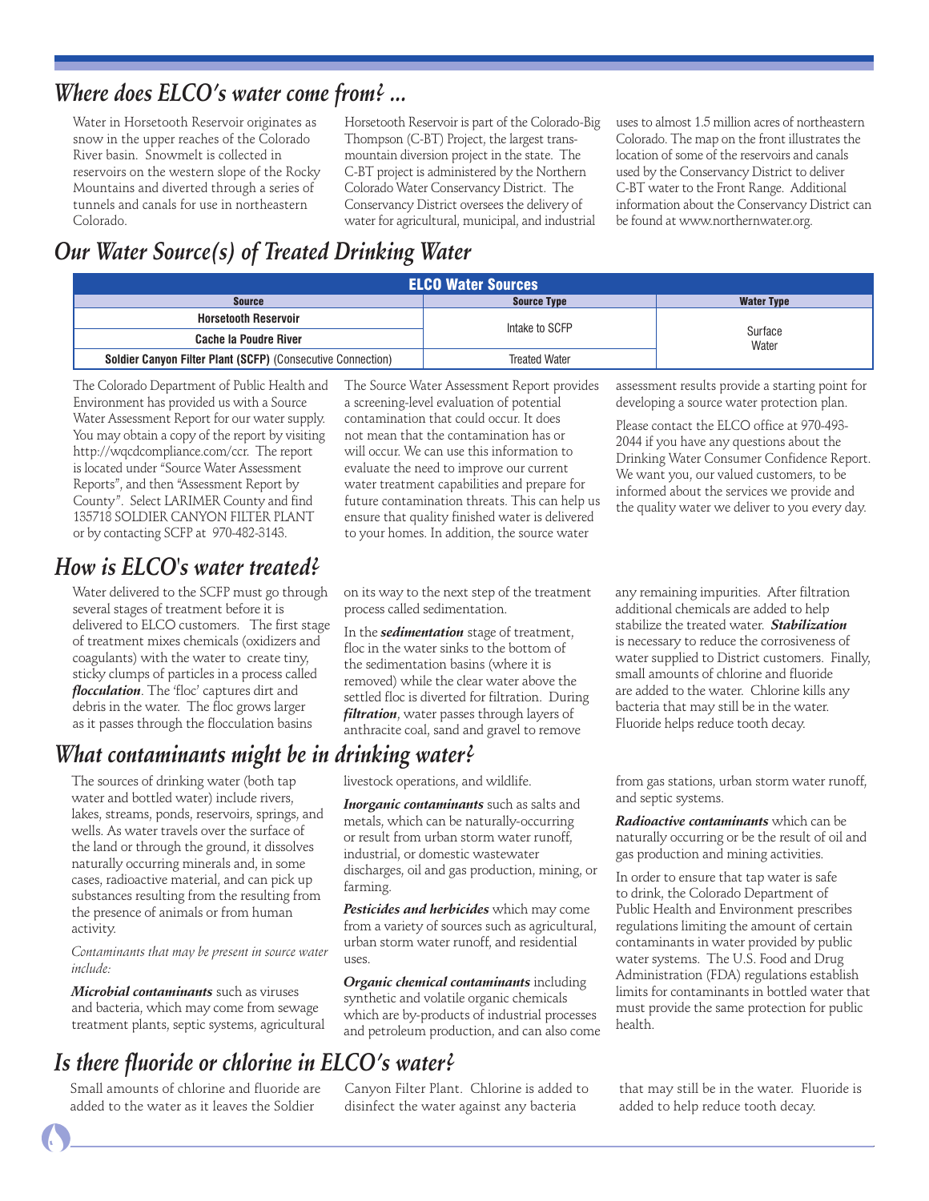## Where does ELCO's water come from? ...

Water in Horsetooth Reservoir originates as snow in the upper reaches of the Colorado River basin. Snowmelt is collected in reservoirs on the western slope of the Rocky Mountains and diverted through a series of tunnels and canals for use in northeastern Colorado.

Horsetooth Reservoir is part of the Colorado-Big Thompson (C-BT) Project, the largest trans-mountain diversion project in the state. The C-BT project is administered by the Northern Colorado Water Conservancy District. The Conservancy District oversees the delivery of water for agricultural, municipal, and industrial uses to almost 1.5 million acres of northeastern Colorado. The map on the front illustrates the location of some of the reservoirs and canals used by the Conservancy District to deliver C-BT water to the Front Range. Additional information about the Conservancy District can be found at www.northernwater.org.

## Our Water Source(s) of Treated Drinking Water

| ELCO Water Sources | | |
|---|---|---|
| **Source** | **Source Type** | **Water Type** |
| **Horsetooth Reservoir** | Intake to SCFP | Surface Water |
| **Cache la Poudre River** | Intake to SCFP | Surface Water |
| **Soldier Canyon Filter Plant (SCFP)** (Consecutive Connection) | Treated Water | Surface Water |

The Colorado Department of Public Health and Environment has provided us with a Source Water Assessment Report for our water supply. You may obtain a copy of the report by visiting http://wqcdcompliance.com/ccr. The report is located under "Source Water Assessment Reports", and then "Assessment Report by County". Select LARIMER County and find 135718 SOLDIER CANYON FILTER PLANT or by contacting SCFP at 970-482-3143.

The Source Water Assessment Report provides a screening-level evaluation of potential contamination that could occur. It does not mean that the contamination has or will occur. We can use this information to evaluate the need to improve our current water treatment capabilities and prepare for future contamination threats. This can help us ensure that quality finished water is delivered to your homes. In addition, the source water assessment results provide a starting point for developing a source water protection plan.

Please contact the ELCO office at 970-493-2044 if you have any questions about the Drinking Water Consumer Confidence Report. We want you, our valued customers, to be informed about the services we provide and the quality water we deliver to you every day.

## How is ELCO's water treated?

Water delivered to the SCFP must go through several stages of treatment before it is delivered to ELCO customers. The first stage of treatment mixes chemicals (oxidizers and coagulants) with the water to create tiny, sticky clumps of particles in a process called ***flocculation***. The 'floc' captures dirt and debris in the water. The floc grows larger as it passes through the flocculation basins on its way to the next step of the treatment process called sedimentation.

In the ***sedimentation*** stage of treatment, floc in the water sinks to the bottom of the sedimentation basins (where it is removed) while the clear water above the settled floc is diverted for filtration. During ***filtration***, water passes through layers of anthracite coal, sand and gravel to remove any remaining impurities. After filtration additional chemicals are added to help stabilize the treated water. ***Stabilization*** is necessary to reduce the corrosiveness of water supplied to District customers. Finally, small amounts of chlorine and fluoride are added to the water. Chlorine kills any bacteria that may still be in the water. Fluoride helps reduce tooth decay.

## What contaminants might be in drinking water?

The sources of drinking water (both tap water and bottled water) include rivers, lakes, streams, ponds, reservoirs, springs, and wells. As water travels over the surface of the land or through the ground, it dissolves naturally occurring minerals and, in some cases, radioactive material, and can pick up substances resulting from the resulting from the presence of animals or from human activity.

*Contaminants that may be present in source water include:*

***Microbial contaminants*** such as viruses and bacteria, which may come from sewage treatment plants, septic systems, agricultural livestock operations, and wildlife.

***Inorganic contaminants*** such as salts and metals, which can be naturally-occurring or result from urban storm water runoff, industrial, or domestic wastewater discharges, oil and gas production, mining, or farming.

***Pesticides and herbicides*** which may come from a variety of sources such as agricultural, urban storm water runoff, and residential uses.

***Organic chemical contaminants*** including synthetic and volatile organic chemicals which are by-products of industrial processes and petroleum production, and can also come from gas stations, urban storm water runoff, and septic systems.

***Radioactive contaminants*** which can be naturally occurring or be the result of oil and gas production and mining activities.

In order to ensure that tap water is safe to drink, the Colorado Department of Public Health and Environment prescribes regulations limiting the amount of certain contaminants in water provided by public water systems. The U.S. Food and Drug Administration (FDA) regulations establish limits for contaminants in bottled water that must provide the same protection for public health.

## Is there fluoride or chlorine in ELCO's water?

Small amounts of chlorine and fluoride are added to the water as it leaves the Soldier Canyon Filter Plant. Chlorine is added to disinfect the water against any bacteria that may still be in the water. Fluoride is added to help reduce tooth decay.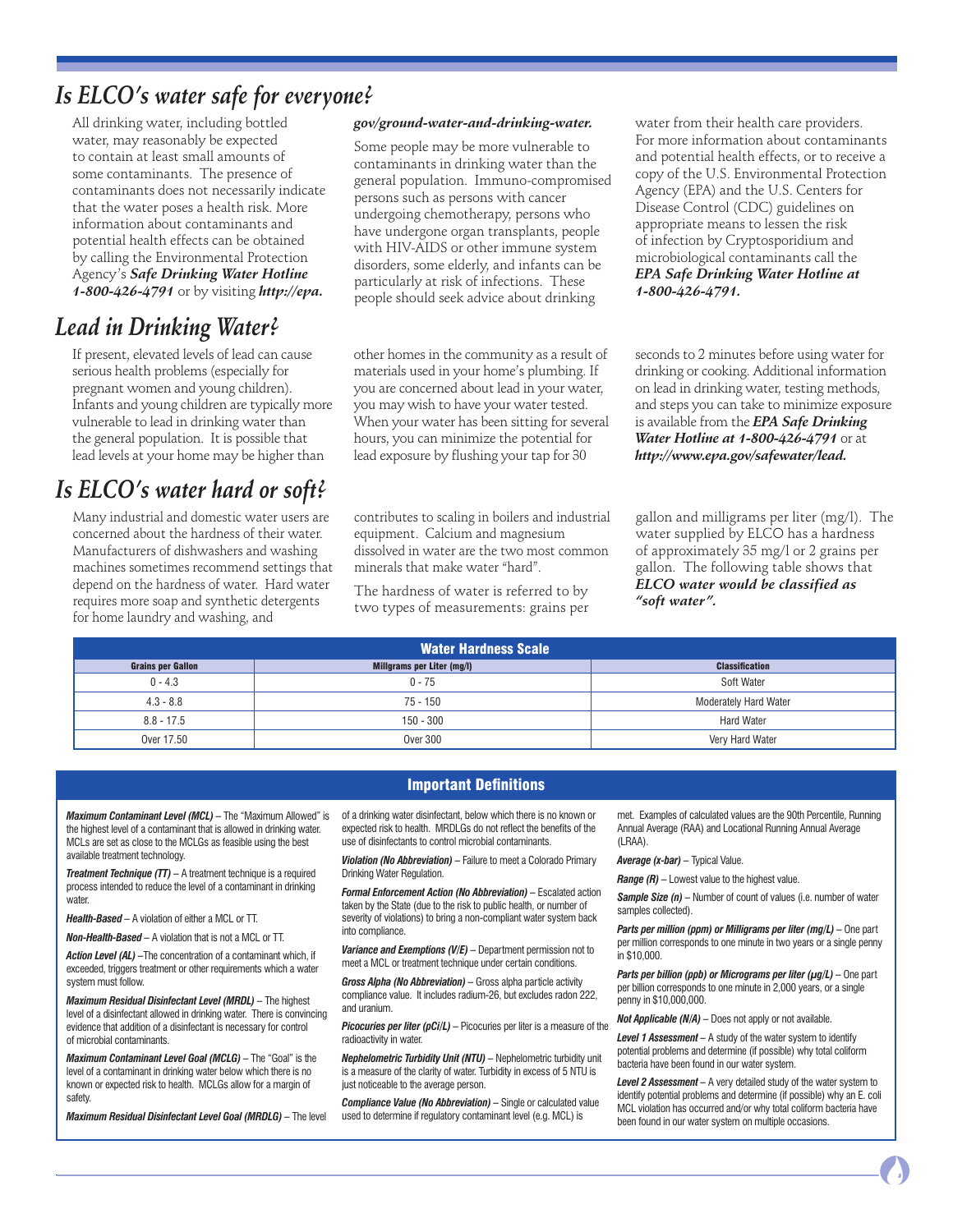## Is ELCO's water safe for everyone?

All drinking water, including bottled water, may reasonably be expected to contain at least small amounts of some contaminants. The presence of contaminants does not necessarily indicate that the water poses a health risk. More information about contaminants and potential health effects can be obtained by calling the Environmental Protection Agency's ***Safe Drinking Water Hotline 1-800-426-4791*** or by visiting ***http://epa.gov/ground-water-and-drinking-water.***

Some people may be more vulnerable to contaminants in drinking water than the general population. Immuno-compromised persons such as persons with cancer undergoing chemotherapy, persons who have undergone organ transplants, people with HIV-AIDS or other immune system disorders, some elderly, and infants can be particularly at risk of infections. These people should seek advice about drinking water from their health care providers. For more information about contaminants and potential health effects, or to receive a copy of the U.S. Environmental Protection Agency (EPA) and the U.S. Centers for Disease Control (CDC) guidelines on appropriate means to lessen the risk of infection by Cryptosporidium and microbiological contaminants call the ***EPA Safe Drinking Water Hotline at 1-800-426-4791.***

## Lead in Drinking Water?

If present, elevated levels of lead can cause serious health problems (especially for pregnant women and young children). Infants and young children are typically more vulnerable to lead in drinking water than the general population. It is possible that lead levels at your home may be higher than other homes in the community as a result of materials used in your home's plumbing. If you are concerned about lead in your water, you may wish to have your water tested. When your water has been sitting for several hours, you can minimize the potential for lead exposure by flushing your tap for 30 seconds to 2 minutes before using water for drinking or cooking. Additional information on lead in drinking water, testing methods, and steps you can take to minimize exposure is available from the ***EPA Safe Drinking Water Hotline at 1-800-426-4791*** or at ***http://www.epa.gov/safewater/lead.***

## Is ELCO's water hard or soft?

Many industrial and domestic water users are concerned about the hardness of their water. Manufacturers of dishwashers and washing machines sometimes recommend settings that depend on the hardness of water. Hard water requires more soap and synthetic detergents for home laundry and washing, and contributes to scaling in boilers and industrial equipment. Calcium and magnesium dissolved in water are the two most common minerals that make water "hard".

The hardness of water is referred to by two types of measurements: grains per gallon and milligrams per liter (mg/l). The water supplied by ELCO has a hardness of approximately 35 mg/l or 2 grains per gallon. The following table shows that ***ELCO water would be classified as "soft water".***

**Water Hardness Scale**

| Grains per Gallon | Millgrams per Liter (mg/l) | Classification |
|---|---|---|
| 0 - 4.3 | 0 - 75 | Soft Water |
| 4.3 - 8.8 | 75 - 150 | Moderately Hard Water |
| 8.8 - 17.5 | 150 - 300 | Hard Water |
| Over 17.50 | Over 300 | Very Hard Water |

### Important Definitions

***Maximum Contaminant Level (MCL)*** – The "Maximum Allowed" is the highest level of a contaminant that is allowed in drinking water. MCLs are set as close to the MCLGs as feasible using the best available treatment technology.

***Treatment Technique (TT)*** – A treatment technique is a required process intended to reduce the level of a contaminant in drinking water.

***Health-Based*** – A violation of either a MCL or TT.

***Non-Health-Based*** – A violation that is not a MCL or TT.

***Action Level (AL)*** –The concentration of a contaminant which, if exceeded, triggers treatment or other requirements which a water system must follow.

***Maximum Residual Disinfectant Level (MRDL)*** – The highest level of a disinfectant allowed in drinking water. There is convincing evidence that addition of a disinfectant is necessary for control of microbial contaminants.

***Maximum Contaminant Level Goal (MCLG)*** – The "Goal" is the level of a contaminant in drinking water below which there is no known or expected risk to health. MCLGs allow for a margin of safety.

***Maximum Residual Disinfectant Level Goal (MRDLG)*** – The level of a drinking water disinfectant, below which there is no known or expected risk to health. MRDLGs do not reflect the benefits of the use of disinfectants to control microbial contaminants.

***Violation (No Abbreviation)*** – Failure to meet a Colorado Primary Drinking Water Regulation.

***Formal Enforcement Action (No Abbreviation)*** – Escalated action taken by the State (due to the risk to public health, or number of severity of violations) to bring a non-compliant water system back into compliance.

***Variance and Exemptions (V/E)*** – Department permission not to meet a MCL or treatment technique under certain conditions.

***Gross Alpha (No Abbreviation)*** – Gross alpha particle activity compliance value. It includes radium-26, but excludes radon 222, and uranium.

***Picocuries per liter (pCi/L)*** – Picocuries per liter is a measure of the radioactivity in water.

***Nephelometric Turbidity Unit (NTU)*** – Nephelometric turbidity unit is a measure of the clarity of water. Turbidity in excess of 5 NTU is just noticeable to the average person.

***Compliance Value (No Abbreviation)*** – Single or calculated value used to determine if regulatory contaminant level (e.g. MCL) is met. Examples of calculated values are the 90th Percentile, Running Annual Average (RAA) and Locational Running Annual Average (LRAA).

***Average (x-bar)*** – Typical Value.

***Range (R)*** – Lowest value to the highest value.

***Sample Size (n)*** – Number of count of values (i.e. number of water samples collected).

***Parts per million (ppm) or Milligrams per liter (mg/L)*** – One part per million corresponds to one minute in two years or a single penny in $10,000.

***Parts per billion (ppb) or Micrograms per liter (µg/L)*** – One part per billion corresponds to one minute in 2,000 years, or a single penny in $10,000,000.

***Not Applicable (N/A)*** – Does not apply or not available.

***Level 1 Assessment*** – A study of the water system to identify potential problems and determine (if possible) why total coliform bacteria have been found in our water system.

***Level 2 Assessment*** – A very detailed study of the water system to identify potential problems and determine (if possible) why an E. coli MCL violation has occurred and/or why total coliform bacteria have been found in our water system on multiple occasions.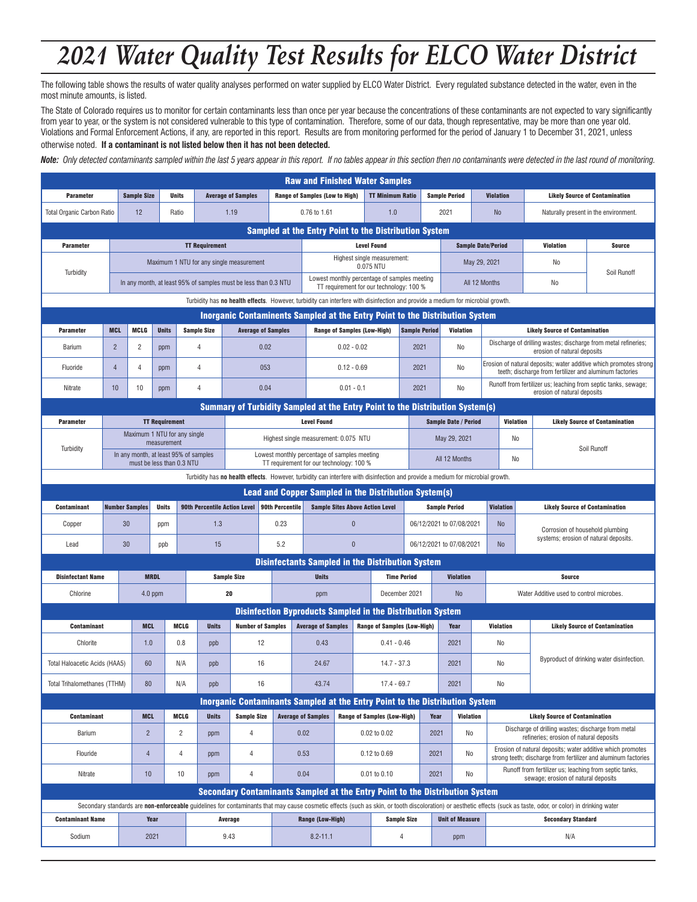# 2021 Water Quality Test Results for ELCO Water District

The following table shows the results of water quality analyses performed on water supplied by ELCO Water District. Every regulated substance detected in the water, even in the most minute amounts, is listed.

The State of Colorado requires us to monitor for certain contaminants less than once per year because the concentrations of these contaminants are not expected to vary significantly from year to year, or the system is not considered vulnerable to this type of contamination. Therefore, some of our data, though representative, may be more than one year old. Violations and Formal Enforcement Actions, if any, are reported in this report. Results are from monitoring performed for the period of January 1 to December 31, 2021, unless otherwise noted. **If a contaminant is not listed below then it has not been detected.**

***Note:*** *Only detected contaminants sampled within the last 5 years appear in this report. If no tables appear in this section then no contaminants were detected in the last round of monitoring.*

## Raw and Finished Water Samples

| Parameter | Sample Size | Units | Average of Samples | Range of Samples (Low to High) | TT Minimum Ratio | Sample Period | Violation | Likely Source of Contamination |
|---|---|---|---|---|---|---|---|---|
| Total Organic Carbon Ratio | 12 | Ratio | 1.19 | 0.76 to 1.61 | 1.0 | 2021 | No | Naturally present in the environment. |

## Sampled at the Entry Point to the Distribution System

| Parameter | TT Requirement | Level Found | Sample Date/Period | Violation | Source |
|---|---|---|---|---|---|
| Turbidity | Maximum 1 NTU for any single measurement | Highest single measurement: 0.075 NTU | May 29, 2021 | No | Soil Runoff |
| | In any month, at least 95% of samples must be less than 0.3 NTU | Lowest monthly percentage of samples meeting TT requirement for our technology: 100 % | All 12 Months | No | |

Turbidity has **no health effects**. However, turbidity can interfere with disinfection and provide a medium for microbial growth.

## Inorganic Contaminents Sampled at the Entry Point to the Distribution System

| Parameter | MCL | MCLG | Units | Sample Size | Average of Samples | Range of Samples (Low-High) | Sample Period | Violation | Likely Source of Contamination |
|---|---|---|---|---|---|---|---|---|---|
| Barium | 2 | 2 | ppm | 4 | 0.02 | 0.02 - 0.02 | 2021 | No | Discharge of drilling wastes; discharge from metal refineries; erosion of natural deposits |
| Fluoride | 4 | 4 | ppm | 4 | 053 | 0.12 - 0.69 | 2021 | No | Erosion of natural deposits; water additive which promotes strong teeth; discharge from fertilizer and aluminum factories |
| Nitrate | 10 | 10 | ppm | 4 | 0.04 | 0.01 - 0.1 | 2021 | No | Runoff from fertilizer us; leaching from septic tanks, sewage; erosion of natural deposits |

## Summary of Turbidity Sampled at the Entry Point to the Distribution System(s)

| Parameter | TT Requirement | Level Found | Sample Date / Period | Violation | Likely Source of Contamination |
|---|---|---|---|---|---|
| Turbidity | Maximum 1 NTU for any single measurement | Highest single measurement: 0.075 NTU | May 29, 2021 | No | Soil Runoff |
| | In any month, at least 95% of samples must be less than 0.3 NTU | Lowest monthly percentage of samples meeting TT requirement for our technology: 100 % | All 12 Months | No | |

Turbidity has **no health effects**. However, turbidity can interfere with disinfection and provide a medium for microbial growth.

## Lead and Copper Sampled in the Distribution System(s)

| Contaminant | Number Samples | Units | 90th Percentile Action Level | 90th Percentile | Sample Sites Above Action Level | Sample Period | Violation | Likely Source of Contamination |
|---|---|---|---|---|---|---|---|---|
| Copper | 30 | ppm | 1.3 | 0.23 | 0 | 06/12/2021 to 07/08/2021 | No | Corrosion of household plumbing systems; erosion of natural deposits. |
| Lead | 30 | ppb | 15 | 5.2 | 0 | 06/12/2021 to 07/08/2021 | No | |

## Disinfectants Sampled in the Distribution System

| Disinfectant Name | MRDL | Sample Size | Units | Time Period | Violation | Source |
|---|---|---|---|---|---|---|
| Chlorine | 4.0 ppm | 20 | ppm | December 2021 | No | Water Additive used to control microbes. |

## Disinfection Byproducts Sampled in the Distribution System

| Contaminant | MCL | MCLG | Units | Number of Samples | Average of Samples | Range of Samples (Low-High) | Year | Violation | Likely Source of Contamination |
|---|---|---|---|---|---|---|---|---|---|
| Chlorite | 1.0 | 0.8 | ppb | 12 | 0.43 | 0.41 - 0.46 | 2021 | No | Byproduct of drinking water disinfection. |
| Total Haloacetic Acids (HAA5) | 60 | N/A | ppb | 16 | 24.67 | 14.7 - 37.3 | 2021 | No | |
| Total Trihalomethanes (TTHM) | 80 | N/A | ppb | 16 | 43.74 | 17.4 - 69.7 | 2021 | No | |

## Inorganic Contaminants Sampled at the Entry Point to the Distribution System

| Contaminant | MCL | MCLG | Units | Sample Size | Average of Samples | Range of Samples (Low-High) | Year | Violation | Likely Source of Contamination |
|---|---|---|---|---|---|---|---|---|---|
| Barium | 2 | 2 | ppm | 4 | 0.02 | 0.02 to 0.02 | 2021 | No | Discharge of drilling wastes; discharge from metal refineries; erosion of natural deposits |
| Flouride | 4 | 4 | ppm | 4 | 0.53 | 0.12 to 0.69 | 2021 | No | Erosion of natural deposits; water additive which promotes strong teeth; discharge from fertilizer and aluminum factories |
| Nitrate | 10 | 10 | ppm | 4 | 0.04 | 0.01 to 0.10 | 2021 | No | Runoff from fertilizer us; leaching from septic tanks, sewage; erosion of natural deposits |

## Secondary Contaminants Sampled at the Entry Point to the Distribution System

Secondary standards are **non-enforceable** guidelines for contaminants that may cause cosmetic effects (such as skin, or tooth discoloration) or aesthetic effects (suck as taste, odor, or color) in drinking water

| Contaminant Name | Year | Average | Range (Low-High) | Sample Size | Unit of Measure | Secondary Standard |
|---|---|---|---|---|---|---|
| Sodium | 2021 | 9.43 | 8.2-11.1 | 4 | ppm | N/A |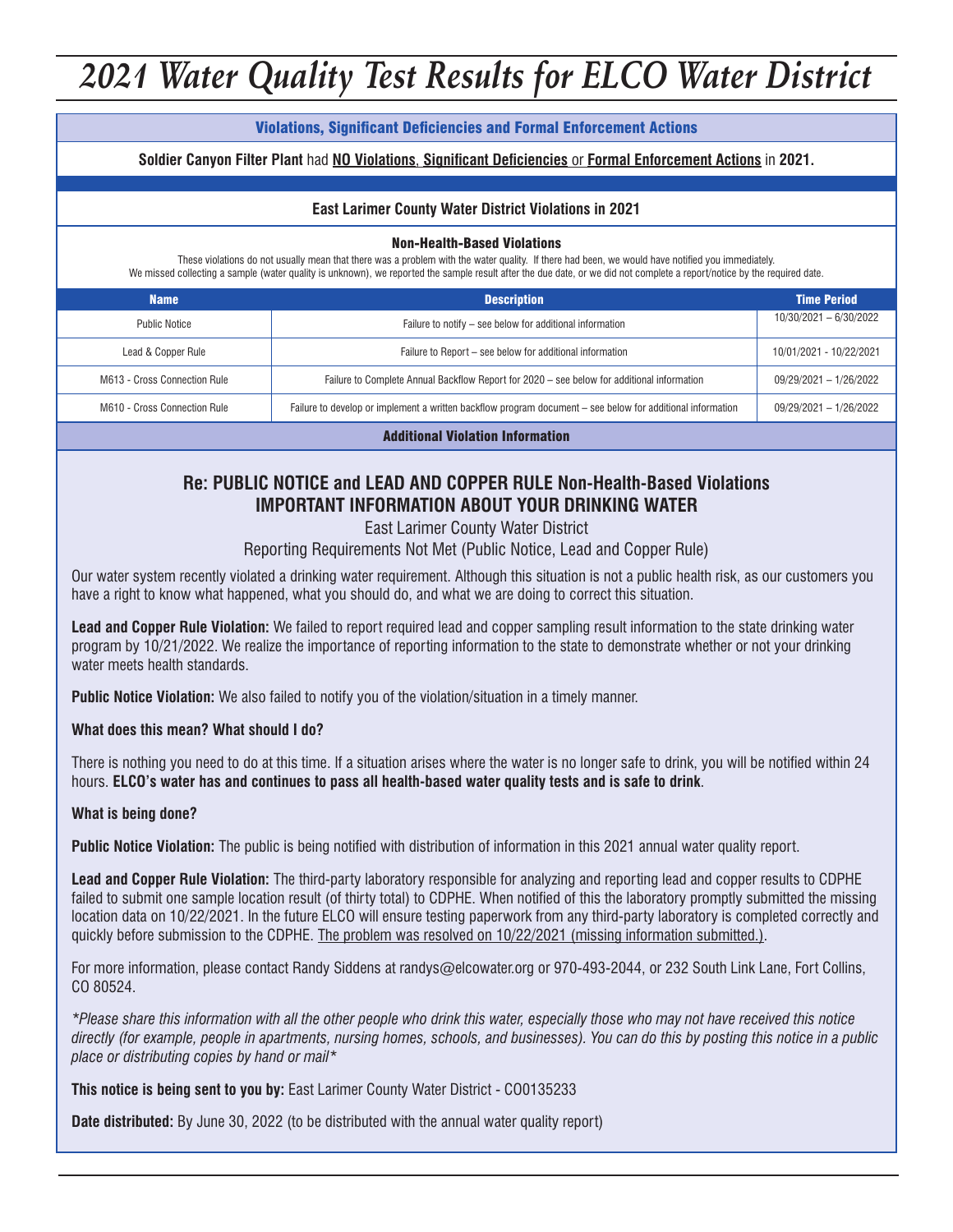# 2021 Water Quality Test Results for ELCO Water District

## Violations, Significant Deficiencies and Formal Enforcement Actions

**Soldier Canyon Filter Plant** had **NO Violations**, **Significant Deficiencies** or **Formal Enforcement Actions** in **2021.**

### East Larimer County Water District Violations in 2021

#### Non-Health-Based Violations

These violations do not usually mean that there was a problem with the water quality. If there had been, we would have notified you immediately. We missed collecting a sample (water quality is unknown), we reported the sample result after the due date, or we did not complete a report/notice by the required date.

| Name | Description | Time Period |
|---|---|---|
| Public Notice | Failure to notify – see below for additional information | 10/30/2021 – 6/30/2022 |
| Lead & Copper Rule | Failure to Report – see below for additional information | 10/01/2021 - 10/22/2021 |
| M613 - Cross Connection Rule | Failure to Complete Annual Backflow Report for 2020 – see below for additional information | 09/29/2021 – 1/26/2022 |
| M610 - Cross Connection Rule | Failure to develop or implement a written backflow program document – see below for additional information | 09/29/2021 – 1/26/2022 |

### Additional Violation Information

## Re: PUBLIC NOTICE and LEAD AND COPPER RULE Non-Health-Based Violations IMPORTANT INFORMATION ABOUT YOUR DRINKING WATER

East Larimer County Water District

Reporting Requirements Not Met (Public Notice, Lead and Copper Rule)

Our water system recently violated a drinking water requirement. Although this situation is not a public health risk, as our customers you have a right to know what happened, what you should do, and what we are doing to correct this situation.

**Lead and Copper Rule Violation:** We failed to report required lead and copper sampling result information to the state drinking water program by 10/21/2022. We realize the importance of reporting information to the state to demonstrate whether or not your drinking water meets health standards.

**Public Notice Violation:** We also failed to notify you of the violation/situation in a timely manner.

**What does this mean? What should I do?**

There is nothing you need to do at this time. If a situation arises where the water is no longer safe to drink, you will be notified within 24 hours. **ELCO's water has and continues to pass all health-based water quality tests and is safe to drink**.

**What is being done?**

**Public Notice Violation:** The public is being notified with distribution of information in this 2021 annual water quality report.

**Lead and Copper Rule Violation:** The third-party laboratory responsible for analyzing and reporting lead and copper results to CDPHE failed to submit one sample location result (of thirty total) to CDPHE. When notified of this the laboratory promptly submitted the missing location data on 10/22/2021. In the future ELCO will ensure testing paperwork from any third-party laboratory is completed correctly and quickly before submission to the CDPHE. The problem was resolved on 10/22/2021 (missing information submitted.).

For more information, please contact Randy Siddens at randys@elcowater.org or 970-493-2044, or 232 South Link Lane, Fort Collins, CO 80524.

*\*Please share this information with all the other people who drink this water, especially those who may not have received this notice directly (for example, people in apartments, nursing homes, schools, and businesses). You can do this by posting this notice in a public place or distributing copies by hand or mail\**

**This notice is being sent to you by:** East Larimer County Water District - CO0135233

**Date distributed:** By June 30, 2022 (to be distributed with the annual water quality report)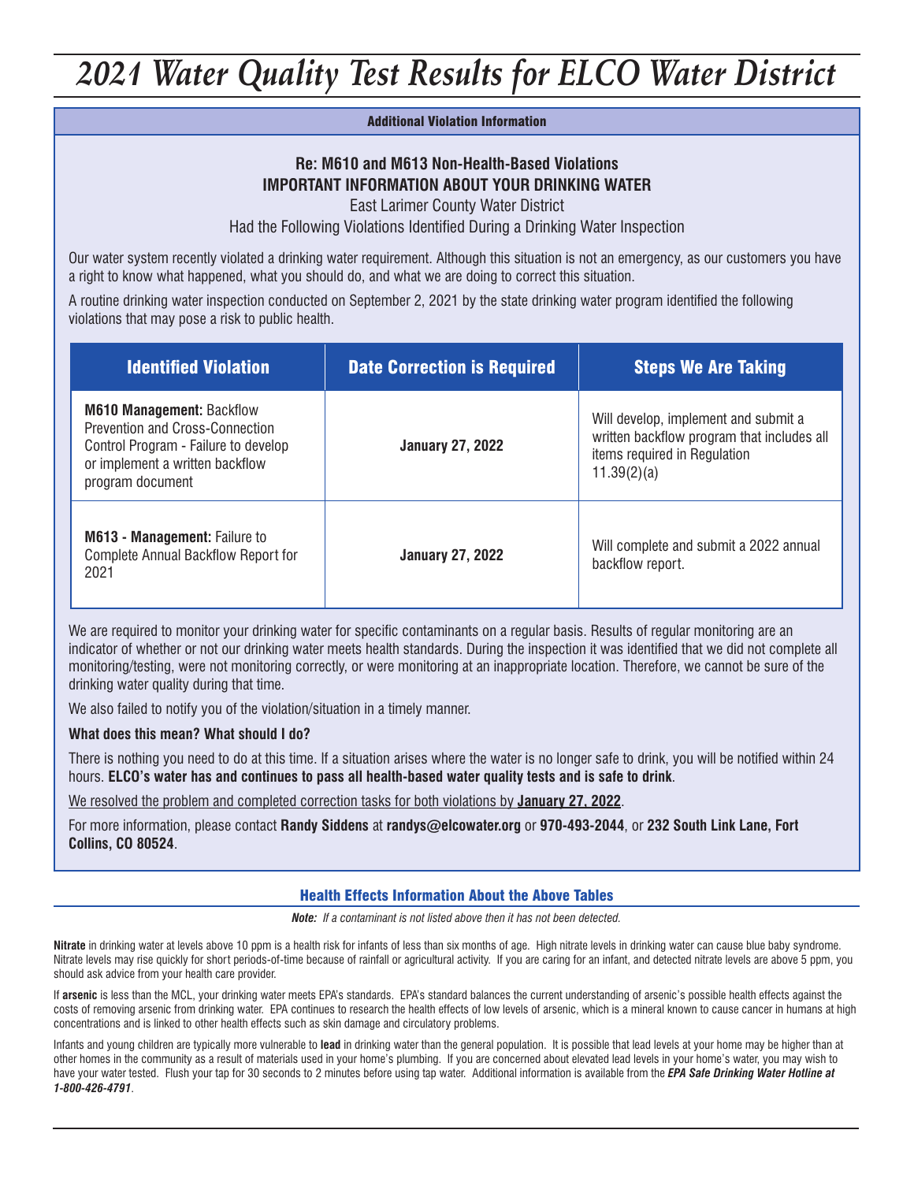# *2021 Water Quality Test Results for ELCO Water District*

## Additional Violation Information

### Re: M610 and M613 Non-Health-Based Violations
### IMPORTANT INFORMATION ABOUT YOUR DRINKING WATER

East Larimer County Water District

Had the Following Violations Identified During a Drinking Water Inspection

Our water system recently violated a drinking water requirement. Although this situation is not an emergency, as our customers you have a right to know what happened, what you should do, and what we are doing to correct this situation.

A routine drinking water inspection conducted on September 2, 2021 by the state drinking water program identified the following violations that may pose a risk to public health.

| Identified Violation | Date Correction is Required | Steps We Are Taking |
|---|---|---|
| **M610 Management:** Backflow Prevention and Cross-Connection Control Program - Failure to develop or implement a written backflow program document | **January 27, 2022** | Will develop, implement and submit a written backflow program that includes all items required in Regulation 11.39(2)(a) |
| **M613 - Management:** Failure to Complete Annual Backflow Report for 2021 | **January 27, 2022** | Will complete and submit a 2022 annual backflow report. |

We are required to monitor your drinking water for specific contaminants on a regular basis. Results of regular monitoring are an indicator of whether or not our drinking water meets health standards. During the inspection it was identified that we did not complete all monitoring/testing, were not monitoring correctly, or were monitoring at an inappropriate location. Therefore, we cannot be sure of the drinking water quality during that time.

We also failed to notify you of the violation/situation in a timely manner.

**What does this mean? What should I do?**

There is nothing you need to do at this time. If a situation arises where the water is no longer safe to drink, you will be notified within 24 hours. **ELCO's water has and continues to pass all health-based water quality tests and is safe to drink**.

We resolved the problem and completed correction tasks for both violations by **January 27, 2022**.

For more information, please contact **Randy Siddens** at **randys@elcowater.org** or **970-493-2044**, or **232 South Link Lane, Fort Collins, CO 80524**.

## Health Effects Information About the Above Tables

***Note:*** *If a contaminant is not listed above then it has not been detected.*

**Nitrate** in drinking water at levels above 10 ppm is a health risk for infants of less than six months of age. High nitrate levels in drinking water can cause blue baby syndrome. Nitrate levels may rise quickly for short periods-of-time because of rainfall or agricultural activity. If you are caring for an infant, and detected nitrate levels are above 5 ppm, you should ask advice from your health care provider.

If **arsenic** is less than the MCL, your drinking water meets EPA's standards. EPA's standard balances the current understanding of arsenic's possible health effects against the costs of removing arsenic from drinking water. EPA continues to research the health effects of low levels of arsenic, which is a mineral known to cause cancer in humans at high concentrations and is linked to other health effects such as skin damage and circulatory problems.

Infants and young children are typically more vulnerable to **lead** in drinking water than the general population. It is possible that lead levels at your home may be higher than at other homes in the community as a result of materials used in your home's plumbing. If you are concerned about elevated lead levels in your home's water, you may wish to have your water tested. Flush your tap for 30 seconds to 2 minutes before using tap water. Additional information is available from the ***EPA Safe Drinking Water Hotline at 1-800-426-4791***.